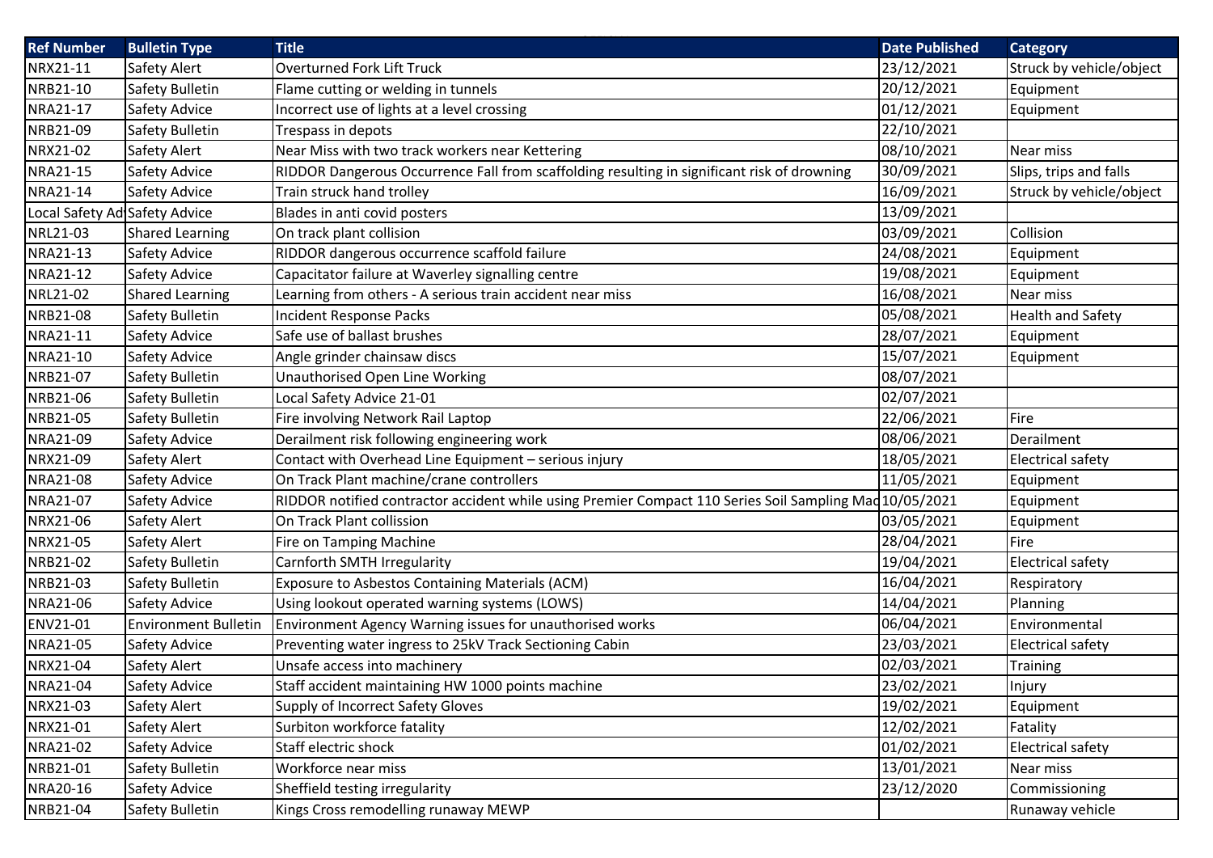| Ref Number | Bulletin Type | Title | Date Published | Category |
|---|---|---|---|---|
| NRX21-11 | Safety Alert | Overturned Fork Lift Truck | 23/12/2021 | Struck by vehicle/object |
| NRB21-10 | Safety Bulletin | Flame cutting or welding in tunnels | 20/12/2021 | Equipment |
| NRA21-17 | Safety Advice | Incorrect use of lights at a level crossing | 01/12/2021 | Equipment |
| NRB21-09 | Safety Bulletin | Trespass in depots | 22/10/2021 | |
| NRX21-02 | Safety Alert | Near Miss with two track workers near Kettering | 08/10/2021 | Near miss |
| NRA21-15 | Safety Advice | RIDDOR Dangerous Occurrence Fall from scaffolding resulting in significant risk of drowning | 30/09/2021 | Slips, trips and falls |
| NRA21-14 | Safety Advice | Train struck hand trolley | 16/09/2021 | Struck by vehicle/object |
| Local Safety Ad | Safety Advice | Blades in anti covid posters | 13/09/2021 | |
| NRL21-03 | Shared Learning | On track plant collision | 03/09/2021 | Collision |
| NRA21-13 | Safety Advice | RIDDOR dangerous occurrence scaffold failure | 24/08/2021 | Equipment |
| NRA21-12 | Safety Advice | Capacitator failure at Waverley signalling centre | 19/08/2021 | Equipment |
| NRL21-02 | Shared Learning | Learning from others - A serious train accident near miss | 16/08/2021 | Near miss |
| NRB21-08 | Safety Bulletin | Incident Response Packs | 05/08/2021 | Health and Safety |
| NRA21-11 | Safety Advice | Safe use of ballast brushes | 28/07/2021 | Equipment |
| NRA21-10 | Safety Advice | Angle grinder chainsaw discs | 15/07/2021 | Equipment |
| NRB21-07 | Safety Bulletin | Unauthorised Open Line Working | 08/07/2021 | |
| NRB21-06 | Safety Bulletin | Local Safety Advice 21-01 | 02/07/2021 | |
| NRB21-05 | Safety Bulletin | Fire involving Network Rail Laptop | 22/06/2021 | Fire |
| NRA21-09 | Safety Advice | Derailment risk following engineering work | 08/06/2021 | Derailment |
| NRX21-09 | Safety Alert | Contact with Overhead Line Equipment – serious injury | 18/05/2021 | Electrical safety |
| NRA21-08 | Safety Advice | On Track Plant machine/crane controllers | 11/05/2021 | Equipment |
| NRA21-07 | Safety Advice | RIDDOR notified contractor accident while using Premier Compact 110 Series Soil Sampling Mac | 10/05/2021 | Equipment |
| NRX21-06 | Safety Alert | On Track Plant collission | 03/05/2021 | Equipment |
| NRX21-05 | Safety Alert | Fire on Tamping Machine | 28/04/2021 | Fire |
| NRB21-02 | Safety Bulletin | Carnforth SMTH Irregularity | 19/04/2021 | Electrical safety |
| NRB21-03 | Safety Bulletin | Exposure to Asbestos Containing Materials (ACM) | 16/04/2021 | Respiratory |
| NRA21-06 | Safety Advice | Using lookout operated warning systems (LOWS) | 14/04/2021 | Planning |
| ENV21-01 | Environment Bulletin | Environment Agency Warning issues for unauthorised works | 06/04/2021 | Environmental |
| NRA21-05 | Safety Advice | Preventing water ingress to 25kV Track Sectioning Cabin | 23/03/2021 | Electrical safety |
| NRX21-04 | Safety Alert | Unsafe access into machinery | 02/03/2021 | Training |
| NRA21-04 | Safety Advice | Staff accident maintaining HW 1000 points machine | 23/02/2021 | Injury |
| NRX21-03 | Safety Alert | Supply of Incorrect Safety Gloves | 19/02/2021 | Equipment |
| NRX21-01 | Safety Alert | Surbiton workforce fatality | 12/02/2021 | Fatality |
| NRA21-02 | Safety Advice | Staff electric shock | 01/02/2021 | Electrical safety |
| NRB21-01 | Safety Bulletin | Workforce near miss | 13/01/2021 | Near miss |
| NRA20-16 | Safety Advice | Sheffield testing irregularity | 23/12/2020 | Commissioning |
| NRB21-04 | Safety Bulletin | Kings Cross remodelling runaway MEWP | | Runaway vehicle |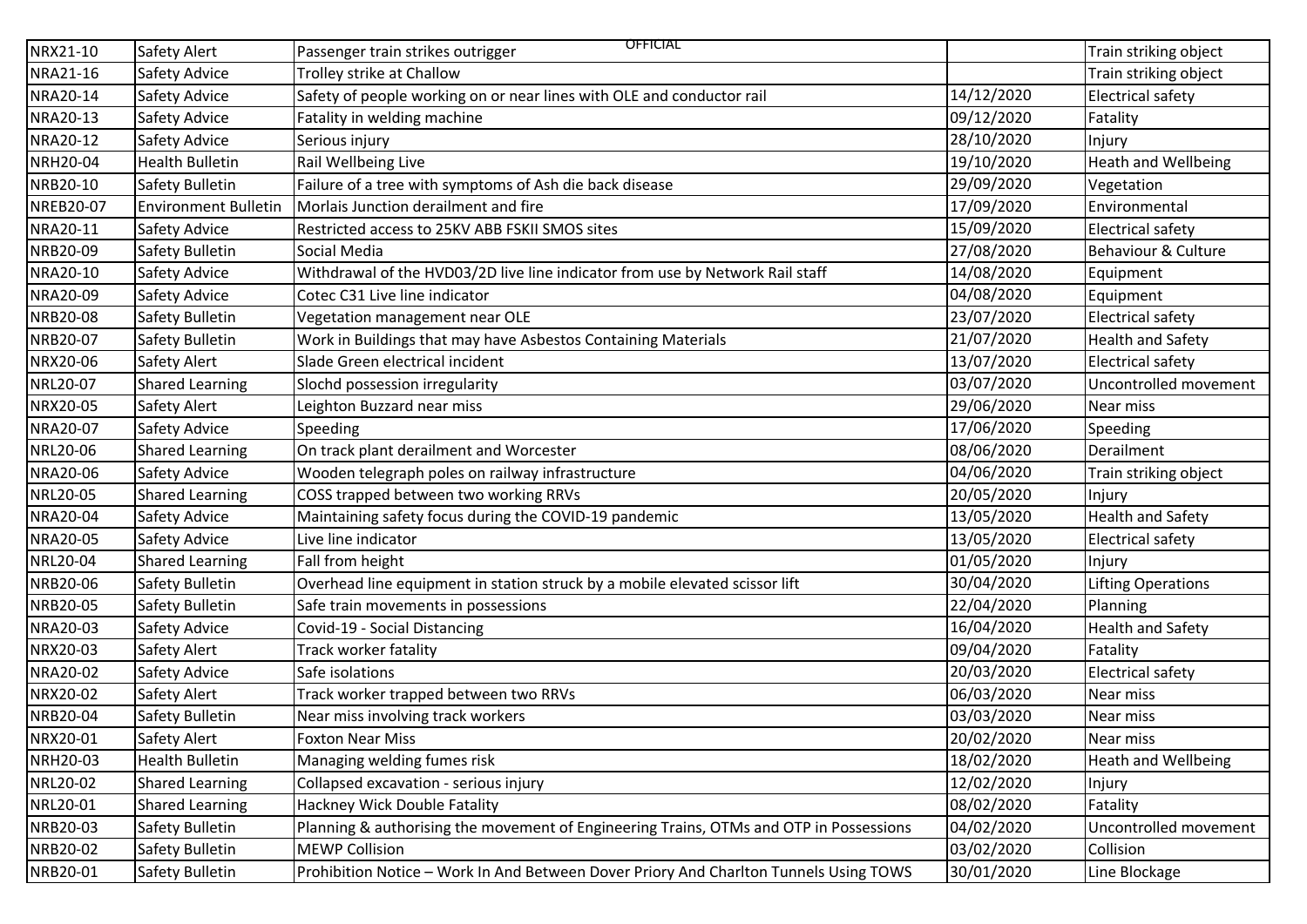| NRX21-10 | Safety Alert | Passenger train strikes outrigger | | Train striking object |
|---|---|---|---|---|
| NRA21-16 | Safety Advice | Trolley strike at Challow | | Train striking object |
| NRA20-14 | Safety Advice | Safety of people working on or near lines with OLE and conductor rail | 14/12/2020 | Electrical safety |
| NRA20-13 | Safety Advice | Fatality in welding machine | 09/12/2020 | Fatality |
| NRA20-12 | Safety Advice | Serious injury | 28/10/2020 | Injury |
| NRH20-04 | Health Bulletin | Rail Wellbeing Live | 19/10/2020 | Heath and Wellbeing |
| NRB20-10 | Safety Bulletin | Failure of a tree with symptoms of Ash die back disease | 29/09/2020 | Vegetation |
| NREB20-07 | Environment Bulletin | Morlais Junction derailment and fire | 17/09/2020 | Environmental |
| NRA20-11 | Safety Advice | Restricted access to 25KV ABB FSKII SMOS sites | 15/09/2020 | Electrical safety |
| NRB20-09 | Safety Bulletin | Social Media | 27/08/2020 | Behaviour & Culture |
| NRA20-10 | Safety Advice | Withdrawal of the HVD03/2D live line indicator from use by Network Rail staff | 14/08/2020 | Equipment |
| NRA20-09 | Safety Advice | Cotec C31 Live line indicator | 04/08/2020 | Equipment |
| NRB20-08 | Safety Bulletin | Vegetation management near OLE | 23/07/2020 | Electrical safety |
| NRB20-07 | Safety Bulletin | Work in Buildings that may have Asbestos Containing Materials | 21/07/2020 | Health and Safety |
| NRX20-06 | Safety Alert | Slade Green electrical incident | 13/07/2020 | Electrical safety |
| NRL20-07 | Shared Learning | Slochd possession irregularity | 03/07/2020 | Uncontrolled movement |
| NRX20-05 | Safety Alert | Leighton Buzzard near miss | 29/06/2020 | Near miss |
| NRA20-07 | Safety Advice | Speeding | 17/06/2020 | Speeding |
| NRL20-06 | Shared Learning | On track plant derailment and Worcester | 08/06/2020 | Derailment |
| NRA20-06 | Safety Advice | Wooden telegraph poles on railway infrastructure | 04/06/2020 | Train striking object |
| NRL20-05 | Shared Learning | COSS trapped between two working RRVs | 20/05/2020 | Injury |
| NRA20-04 | Safety Advice | Maintaining safety focus during the COVID-19 pandemic | 13/05/2020 | Health and Safety |
| NRA20-05 | Safety Advice | Live line indicator | 13/05/2020 | Electrical safety |
| NRL20-04 | Shared Learning | Fall from height | 01/05/2020 | Injury |
| NRB20-06 | Safety Bulletin | Overhead line equipment in station struck by a mobile elevated scissor lift | 30/04/2020 | Lifting Operations |
| NRB20-05 | Safety Bulletin | Safe train movements in possessions | 22/04/2020 | Planning |
| NRA20-03 | Safety Advice | Covid-19 - Social Distancing | 16/04/2020 | Health and Safety |
| NRX20-03 | Safety Alert | Track worker fatality | 09/04/2020 | Fatality |
| NRA20-02 | Safety Advice | Safe isolations | 20/03/2020 | Electrical safety |
| NRX20-02 | Safety Alert | Track worker trapped between two RRVs | 06/03/2020 | Near miss |
| NRB20-04 | Safety Bulletin | Near miss involving track workers | 03/03/2020 | Near miss |
| NRX20-01 | Safety Alert | Foxton Near Miss | 20/02/2020 | Near miss |
| NRH20-03 | Health Bulletin | Managing welding fumes risk | 18/02/2020 | Heath and Wellbeing |
| NRL20-02 | Shared Learning | Collapsed excavation - serious injury | 12/02/2020 | Injury |
| NRL20-01 | Shared Learning | Hackney Wick Double Fatality | 08/02/2020 | Fatality |
| NRB20-03 | Safety Bulletin | Planning & authorising the movement of Engineering Trains, OTMs and OTP in Possessions | 04/02/2020 | Uncontrolled movement |
| NRB20-02 | Safety Bulletin | MEWP Collision | 03/02/2020 | Collision |
| NRB20-01 | Safety Bulletin | Prohibition Notice – Work In And Between Dover Priory And Charlton Tunnels Using TOWS | 30/01/2020 | Line Blockage |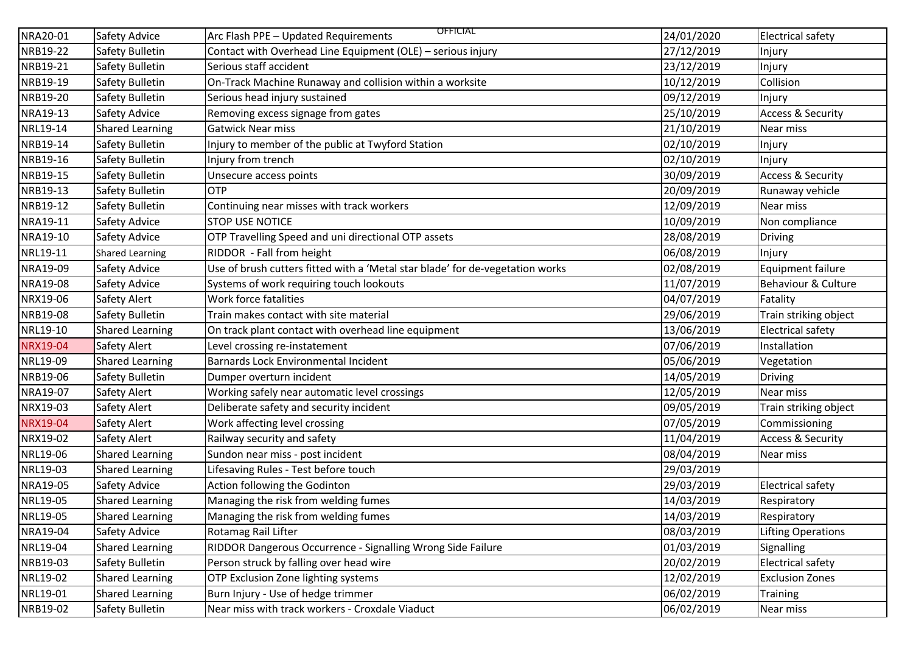| | | | | |
|---|---|---|---|---|
| NRA20-01 | Safety Advice | Arc Flash PPE – Updated Requirements | 24/01/2020 | Electrical safety |
| NRB19-22 | Safety Bulletin | Contact with Overhead Line Equipment (OLE) – serious injury | 27/12/2019 | Injury |
| NRB19-21 | Safety Bulletin | Serious staff accident | 23/12/2019 | Injury |
| NRB19-19 | Safety Bulletin | On-Track Machine Runaway and collision within a worksite | 10/12/2019 | Collision |
| NRB19-20 | Safety Bulletin | Serious head injury sustained | 09/12/2019 | Injury |
| NRA19-13 | Safety Advice | Removing excess signage from gates | 25/10/2019 | Access & Security |
| NRL19-14 | Shared Learning | Gatwick Near miss | 21/10/2019 | Near miss |
| NRB19-14 | Safety Bulletin | Injury to member of the public at Twyford Station | 02/10/2019 | Injury |
| NRB19-16 | Safety Bulletin | Injury from trench | 02/10/2019 | Injury |
| NRB19-15 | Safety Bulletin | Unsecure access points | 30/09/2019 | Access & Security |
| NRB19-13 | Safety Bulletin | OTP | 20/09/2019 | Runaway vehicle |
| NRB19-12 | Safety Bulletin | Continuing near misses with track workers | 12/09/2019 | Near miss |
| NRA19-11 | Safety Advice | STOP USE NOTICE | 10/09/2019 | Non compliance |
| NRA19-10 | Safety Advice | OTP Travelling Speed and uni directional OTP assets | 28/08/2019 | Driving |
| NRL19-11 | Shared Learning | RIDDOR - Fall from height | 06/08/2019 | Injury |
| NRA19-09 | Safety Advice | Use of brush cutters fitted with a 'Metal star blade' for de-vegetation works | 02/08/2019 | Equipment failure |
| NRA19-08 | Safety Advice | Systems of work requiring touch lookouts | 11/07/2019 | Behaviour & Culture |
| NRX19-06 | Safety Alert | Work force fatalities | 04/07/2019 | Fatality |
| NRB19-08 | Safety Bulletin | Train makes contact with site material | 29/06/2019 | Train striking object |
| NRL19-10 | Shared Learning | On track plant contact with overhead line equipment | 13/06/2019 | Electrical safety |
| NRX19-04 | Safety Alert | Level crossing re-instatement | 07/06/2019 | Installation |
| NRL19-09 | Shared Learning | Barnards Lock Environmental Incident | 05/06/2019 | Vegetation |
| NRB19-06 | Safety Bulletin | Dumper overturn incident | 14/05/2019 | Driving |
| NRA19-07 | Safety Alert | Working safely near automatic level crossings | 12/05/2019 | Near miss |
| NRX19-03 | Safety Alert | Deliberate safety and security incident | 09/05/2019 | Train striking object |
| NRX19-04 | Safety Alert | Work affecting level crossing | 07/05/2019 | Commissioning |
| NRX19-02 | Safety Alert | Railway security and safety | 11/04/2019 | Access & Security |
| NRL19-06 | Shared Learning | Sundon near miss - post incident | 08/04/2019 | Near miss |
| NRL19-03 | Shared Learning | Lifesaving Rules - Test before touch | 29/03/2019 | |
| NRA19-05 | Safety Advice | Action following the Godinton | 29/03/2019 | Electrical safety |
| NRL19-05 | Shared Learning | Managing the risk from welding fumes | 14/03/2019 | Respiratory |
| NRL19-05 | Shared Learning | Managing the risk from welding fumes | 14/03/2019 | Respiratory |
| NRA19-04 | Safety Advice | Rotamag Rail Lifter | 08/03/2019 | Lifting Operations |
| NRL19-04 | Shared Learning | RIDDOR Dangerous Occurrence - Signalling Wrong Side Failure | 01/03/2019 | Signalling |
| NRB19-03 | Safety Bulletin | Person struck by falling over head wire | 20/02/2019 | Electrical safety |
| NRL19-02 | Shared Learning | OTP Exclusion Zone lighting systems | 12/02/2019 | Exclusion Zones |
| NRL19-01 | Shared Learning | Burn Injury - Use of hedge trimmer | 06/02/2019 | Training |
| NRB19-02 | Safety Bulletin | Near miss with track workers - Croxdale Viaduct | 06/02/2019 | Near miss |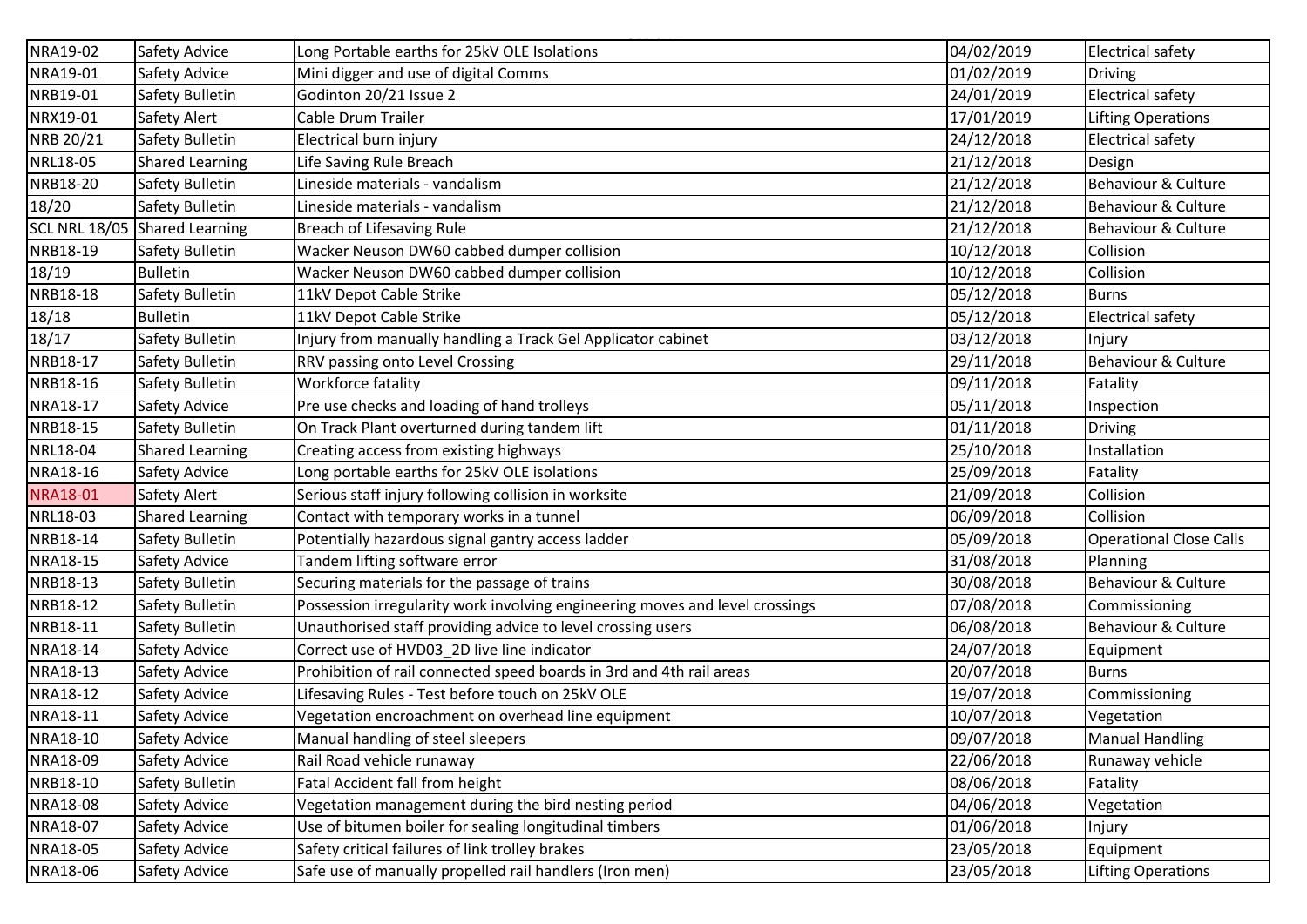| NRA19-02 | Safety Advice | Long Portable earths for 25kV OLE Isolations | 04/02/2019 | Electrical safety |
|---|---|---|---|---|
| NRA19-01 | Safety Advice | Mini digger and use of digital Comms | 01/02/2019 | Driving |
| NRB19-01 | Safety Bulletin | Godinton 20/21 Issue 2 | 24/01/2019 | Electrical safety |
| NRX19-01 | Safety Alert | Cable Drum Trailer | 17/01/2019 | Lifting Operations |
| NRB 20/21 | Safety Bulletin | Electrical burn injury | 24/12/2018 | Electrical safety |
| NRL18-05 | Shared Learning | Life Saving Rule Breach | 21/12/2018 | Design |
| NRB18-20 | Safety Bulletin | Lineside materials - vandalism | 21/12/2018 | Behaviour & Culture |
| 18/20 | Safety Bulletin | Lineside materials - vandalism | 21/12/2018 | Behaviour & Culture |
| SCL NRL 18/05 | Shared Learning | Breach of Lifesaving Rule | 21/12/2018 | Behaviour & Culture |
| NRB18-19 | Safety Bulletin | Wacker Neuson DW60 cabbed dumper collision | 10/12/2018 | Collision |
| 18/19 | Bulletin | Wacker Neuson DW60 cabbed dumper collision | 10/12/2018 | Collision |
| NRB18-18 | Safety Bulletin | 11kV Depot Cable Strike | 05/12/2018 | Burns |
| 18/18 | Bulletin | 11kV Depot Cable Strike | 05/12/2018 | Electrical safety |
| 18/17 | Safety Bulletin | Injury from manually handling a Track Gel Applicator cabinet | 03/12/2018 | Injury |
| NRB18-17 | Safety Bulletin | RRV passing onto Level Crossing | 29/11/2018 | Behaviour & Culture |
| NRB18-16 | Safety Bulletin | Workforce fatality | 09/11/2018 | Fatality |
| NRA18-17 | Safety Advice | Pre use checks and loading of hand trolleys | 05/11/2018 | Inspection |
| NRB18-15 | Safety Bulletin | On Track Plant overturned during tandem lift | 01/11/2018 | Driving |
| NRL18-04 | Shared Learning | Creating access from existing highways | 25/10/2018 | Installation |
| NRA18-16 | Safety Advice | Long portable earths for 25kV OLE isolations | 25/09/2018 | Fatality |
| NRA18-01 | Safety Alert | Serious staff injury following collision in worksite | 21/09/2018 | Collision |
| NRL18-03 | Shared Learning | Contact with temporary works in a tunnel | 06/09/2018 | Collision |
| NRB18-14 | Safety Bulletin | Potentially hazardous signal gantry access ladder | 05/09/2018 | Operational Close Calls |
| NRA18-15 | Safety Advice | Tandem lifting software error | 31/08/2018 | Planning |
| NRB18-13 | Safety Bulletin | Securing materials for the passage of trains | 30/08/2018 | Behaviour & Culture |
| NRB18-12 | Safety Bulletin | Possession irregularity work involving engineering moves and level crossings | 07/08/2018 | Commissioning |
| NRB18-11 | Safety Bulletin | Unauthorised staff providing advice to level crossing users | 06/08/2018 | Behaviour & Culture |
| NRA18-14 | Safety Advice | Correct use of HVD03_2D live line indicator | 24/07/2018 | Equipment |
| NRA18-13 | Safety Advice | Prohibition of rail connected speed boards in 3rd and 4th rail areas | 20/07/2018 | Burns |
| NRA18-12 | Safety Advice | Lifesaving Rules - Test before touch on 25kV OLE | 19/07/2018 | Commissioning |
| NRA18-11 | Safety Advice | Vegetation encroachment on overhead line equipment | 10/07/2018 | Vegetation |
| NRA18-10 | Safety Advice | Manual handling of steel sleepers | 09/07/2018 | Manual Handling |
| NRA18-09 | Safety Advice | Rail Road vehicle runaway | 22/06/2018 | Runaway vehicle |
| NRB18-10 | Safety Bulletin | Fatal Accident fall from height | 08/06/2018 | Fatality |
| NRA18-08 | Safety Advice | Vegetation management during the bird nesting period | 04/06/2018 | Vegetation |
| NRA18-07 | Safety Advice | Use of bitumen boiler for sealing longitudinal timbers | 01/06/2018 | Injury |
| NRA18-05 | Safety Advice | Safety critical failures of link trolley brakes | 23/05/2018 | Equipment |
| NRA18-06 | Safety Advice | Safe use of manually propelled rail handlers (Iron men) | 23/05/2018 | Lifting Operations |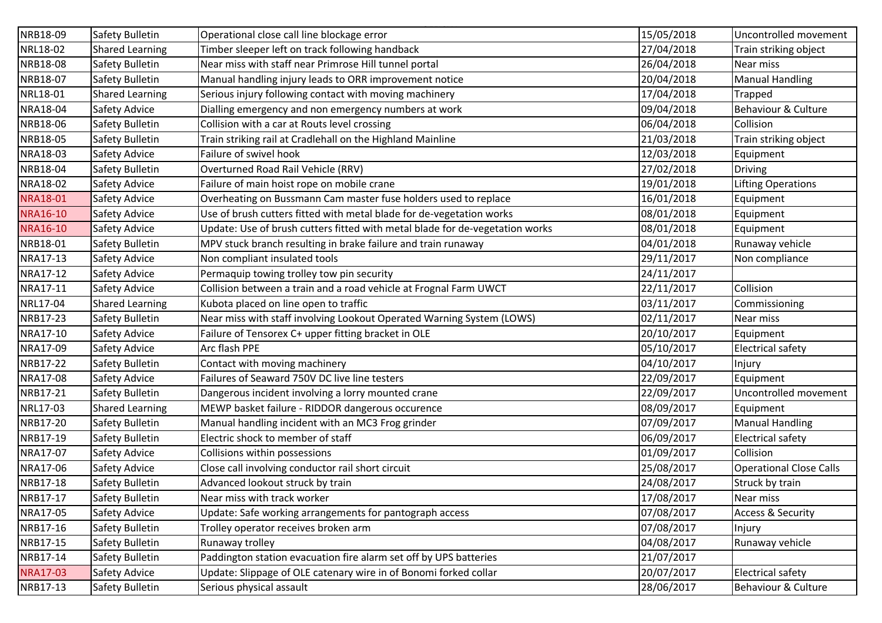| NRB18-09 | Safety Bulletin | Operational close call line blockage error | 15/05/2018 | Uncontrolled movement |
|---|---|---|---|---|
| NRL18-02 | Shared Learning | Timber sleeper left on track following handback | 27/04/2018 | Train striking object |
| NRB18-08 | Safety Bulletin | Near miss with staff near Primrose Hill tunnel portal | 26/04/2018 | Near miss |
| NRB18-07 | Safety Bulletin | Manual handling injury leads to ORR improvement notice | 20/04/2018 | Manual Handling |
| NRL18-01 | Shared Learning | Serious injury following contact with moving machinery | 17/04/2018 | Trapped |
| NRA18-04 | Safety Advice | Dialling emergency and non emergency numbers at work | 09/04/2018 | Behaviour & Culture |
| NRB18-06 | Safety Bulletin | Collision with a car at Routs level crossing | 06/04/2018 | Collision |
| NRB18-05 | Safety Bulletin | Train striking rail at Cradlehall on the Highland Mainline | 21/03/2018 | Train striking object |
| NRA18-03 | Safety Advice | Failure of swivel hook | 12/03/2018 | Equipment |
| NRB18-04 | Safety Bulletin | Overturned Road Rail Vehicle (RRV) | 27/02/2018 | Driving |
| NRA18-02 | Safety Advice | Failure of main hoist rope on mobile crane | 19/01/2018 | Lifting Operations |
| NRA18-01 | Safety Advice | Overheating on Bussmann Cam master fuse holders used to replace | 16/01/2018 | Equipment |
| NRA16-10 | Safety Advice | Use of brush cutters fitted with metal blade for de-vegetation works | 08/01/2018 | Equipment |
| NRA16-10 | Safety Advice | Update: Use of brush cutters fitted with metal blade for de-vegetation works | 08/01/2018 | Equipment |
| NRB18-01 | Safety Bulletin | MPV stuck branch resulting in brake failure and train runaway | 04/01/2018 | Runaway vehicle |
| NRA17-13 | Safety Advice | Non compliant insulated tools | 29/11/2017 | Non compliance |
| NRA17-12 | Safety Advice | Permaquip towing trolley tow pin security | 24/11/2017 | |
| NRA17-11 | Safety Advice | Collision between a train and a road vehicle at Frognal Farm UWCT | 22/11/2017 | Collision |
| NRL17-04 | Shared Learning | Kubota placed on line open to traffic | 03/11/2017 | Commissioning |
| NRB17-23 | Safety Bulletin | Near miss with staff involving Lookout Operated Warning System (LOWS) | 02/11/2017 | Near miss |
| NRA17-10 | Safety Advice | Failure of Tensorex C+ upper fitting bracket in OLE | 20/10/2017 | Equipment |
| NRA17-09 | Safety Advice | Arc flash PPE | 05/10/2017 | Electrical safety |
| NRB17-22 | Safety Bulletin | Contact with moving machinery | 04/10/2017 | Injury |
| NRA17-08 | Safety Advice | Failures of Seaward 750V DC live line testers | 22/09/2017 | Equipment |
| NRB17-21 | Safety Bulletin | Dangerous incident involving a lorry mounted crane | 22/09/2017 | Uncontrolled movement |
| NRL17-03 | Shared Learning | MEWP basket failure - RIDDOR dangerous occurence | 08/09/2017 | Equipment |
| NRB17-20 | Safety Bulletin | Manual handling incident with an MC3 Frog grinder | 07/09/2017 | Manual Handling |
| NRB17-19 | Safety Bulletin | Electric shock to member of staff | 06/09/2017 | Electrical safety |
| NRA17-07 | Safety Advice | Collisions within possessions | 01/09/2017 | Collision |
| NRA17-06 | Safety Advice | Close call involving conductor rail short circuit | 25/08/2017 | Operational Close Calls |
| NRB17-18 | Safety Bulletin | Advanced lookout struck by train | 24/08/2017 | Struck by train |
| NRB17-17 | Safety Bulletin | Near miss with track worker | 17/08/2017 | Near miss |
| NRA17-05 | Safety Advice | Update: Safe working arrangements for pantograph access | 07/08/2017 | Access & Security |
| NRB17-16 | Safety Bulletin | Trolley operator receives broken arm | 07/08/2017 | Injury |
| NRB17-15 | Safety Bulletin | Runaway trolley | 04/08/2017 | Runaway vehicle |
| NRB17-14 | Safety Bulletin | Paddington station evacuation fire alarm set off by UPS batteries | 21/07/2017 | |
| NRA17-03 | Safety Advice | Update: Slippage of OLE catenary wire in of Bonomi forked collar | 20/07/2017 | Electrical safety |
| NRB17-13 | Safety Bulletin | Serious physical assault | 28/06/2017 | Behaviour & Culture |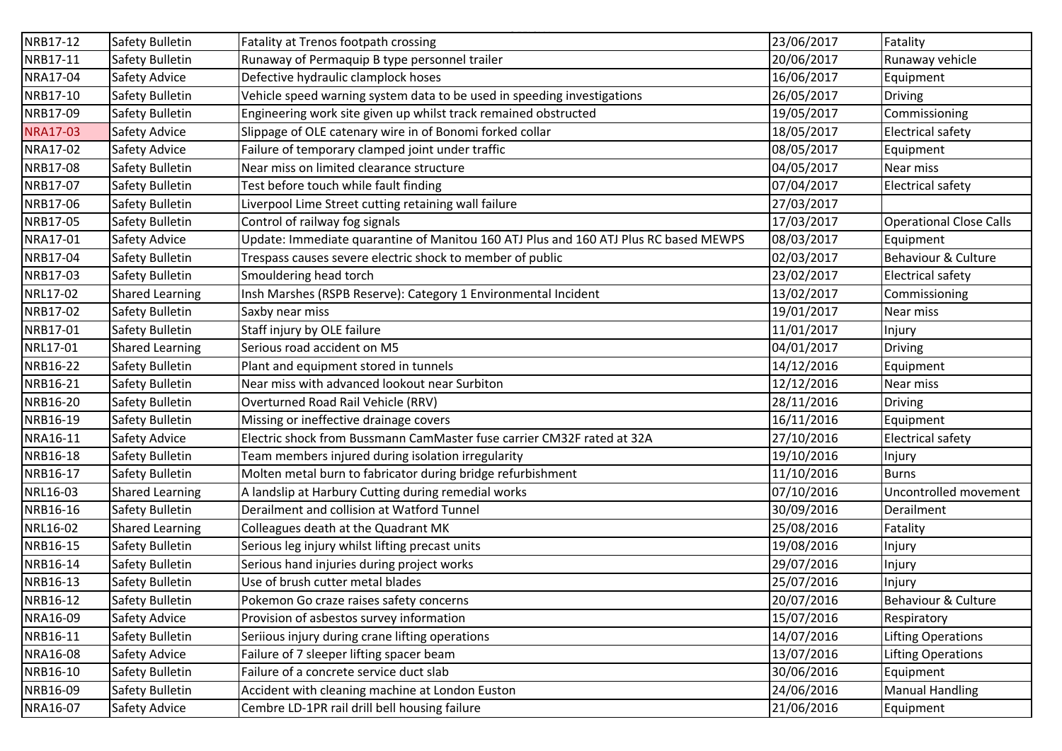| NRB17-12 | Safety Bulletin | Fatality at Trenos footpath crossing | 23/06/2017 | Fatality |
|---|---|---|---|---|
| NRB17-11 | Safety Bulletin | Runaway of Permaquip B type personnel trailer | 20/06/2017 | Runaway vehicle |
| NRA17-04 | Safety Advice | Defective hydraulic clamplock hoses | 16/06/2017 | Equipment |
| NRB17-10 | Safety Bulletin | Vehicle speed warning system data to be used in speeding investigations | 26/05/2017 | Driving |
| NRB17-09 | Safety Bulletin | Engineering work site given up whilst track remained obstructed | 19/05/2017 | Commissioning |
| NRA17-03 | Safety Advice | Slippage of OLE catenary wire in of Bonomi forked collar | 18/05/2017 | Electrical safety |
| NRA17-02 | Safety Advice | Failure of temporary clamped joint under traffic | 08/05/2017 | Equipment |
| NRB17-08 | Safety Bulletin | Near miss on limited clearance structure | 04/05/2017 | Near miss |
| NRB17-07 | Safety Bulletin | Test before touch while fault finding | 07/04/2017 | Electrical safety |
| NRB17-06 | Safety Bulletin | Liverpool Lime Street cutting retaining wall failure | 27/03/2017 | |
| NRB17-05 | Safety Bulletin | Control of railway fog signals | 17/03/2017 | Operational Close Calls |
| NRA17-01 | Safety Advice | Update: Immediate quarantine of Manitou 160 ATJ Plus and 160 ATJ Plus RC based MEWPS | 08/03/2017 | Equipment |
| NRB17-04 | Safety Bulletin | Trespass causes severe electric shock to member of public | 02/03/2017 | Behaviour & Culture |
| NRB17-03 | Safety Bulletin | Smouldering head torch | 23/02/2017 | Electrical safety |
| NRL17-02 | Shared Learning | Insh Marshes (RSPB Reserve): Category 1 Environmental Incident | 13/02/2017 | Commissioning |
| NRB17-02 | Safety Bulletin | Saxby near miss | 19/01/2017 | Near miss |
| NRB17-01 | Safety Bulletin | Staff injury by OLE failure | 11/01/2017 | Injury |
| NRL17-01 | Shared Learning | Serious road accident on M5 | 04/01/2017 | Driving |
| NRB16-22 | Safety Bulletin | Plant and equipment stored in tunnels | 14/12/2016 | Equipment |
| NRB16-21 | Safety Bulletin | Near miss with advanced lookout near Surbiton | 12/12/2016 | Near miss |
| NRB16-20 | Safety Bulletin | Overturned Road Rail Vehicle (RRV) | 28/11/2016 | Driving |
| NRB16-19 | Safety Bulletin | Missing or ineffective drainage covers | 16/11/2016 | Equipment |
| NRA16-11 | Safety Advice | Electric shock from Bussmann CamMaster fuse carrier CM32F rated at 32A | 27/10/2016 | Electrical safety |
| NRB16-18 | Safety Bulletin | Team members injured during isolation irregularity | 19/10/2016 | Injury |
| NRB16-17 | Safety Bulletin | Molten metal burn to fabricator during bridge refurbishment | 11/10/2016 | Burns |
| NRL16-03 | Shared Learning | A landslip at Harbury Cutting during remedial works | 07/10/2016 | Uncontrolled movement |
| NRB16-16 | Safety Bulletin | Derailment and collision at Watford Tunnel | 30/09/2016 | Derailment |
| NRL16-02 | Shared Learning | Colleagues death at the Quadrant MK | 25/08/2016 | Fatality |
| NRB16-15 | Safety Bulletin | Serious leg injury whilst lifting precast units | 19/08/2016 | Injury |
| NRB16-14 | Safety Bulletin | Serious hand injuries during project works | 29/07/2016 | Injury |
| NRB16-13 | Safety Bulletin | Use of brush cutter metal blades | 25/07/2016 | Injury |
| NRB16-12 | Safety Bulletin | Pokemon Go craze raises safety concerns | 20/07/2016 | Behaviour & Culture |
| NRA16-09 | Safety Advice | Provision of asbestos survey information | 15/07/2016 | Respiratory |
| NRB16-11 | Safety Bulletin | Seriious injury during crane lifting operations | 14/07/2016 | Lifting Operations |
| NRA16-08 | Safety Advice | Failure of 7 sleeper lifting spacer beam | 13/07/2016 | Lifting Operations |
| NRB16-10 | Safety Bulletin | Failure of a concrete service duct slab | 30/06/2016 | Equipment |
| NRB16-09 | Safety Bulletin | Accident with cleaning machine at London Euston | 24/06/2016 | Manual Handling |
| NRA16-07 | Safety Advice | Cembre LD-1PR rail drill bell housing failure | 21/06/2016 | Equipment |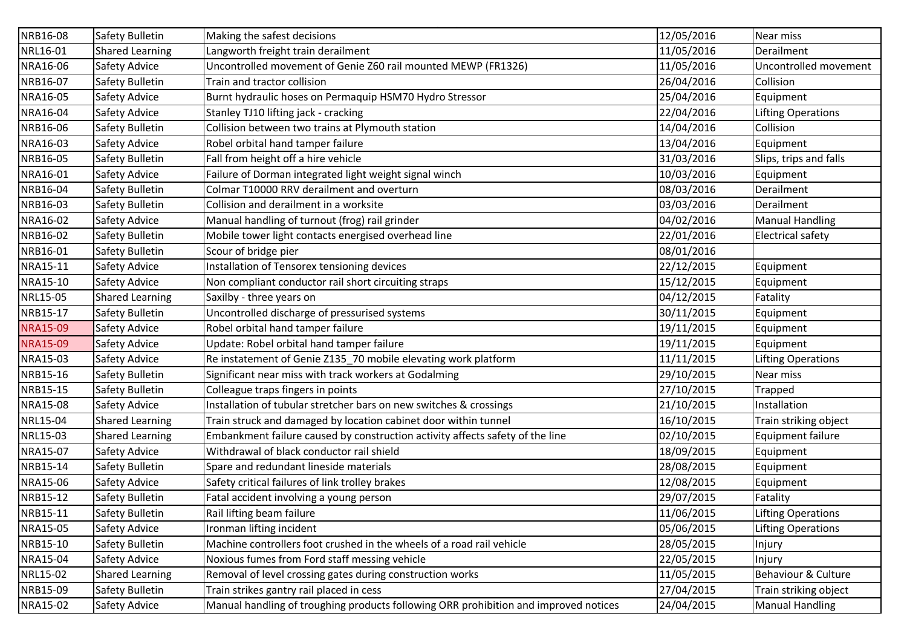| NRB16-08 | Safety Bulletin | Making the safest decisions | 12/05/2016 | Near miss |
|---|---|---|---|---|
| NRL16-01 | Shared Learning | Langworth freight train derailment | 11/05/2016 | Derailment |
| NRA16-06 | Safety Advice | Uncontrolled movement of Genie Z60 rail mounted MEWP (FR1326) | 11/05/2016 | Uncontrolled movement |
| NRB16-07 | Safety Bulletin | Train and tractor collision | 26/04/2016 | Collision |
| NRA16-05 | Safety Advice | Burnt hydraulic hoses on Permaquip HSM70 Hydro Stressor | 25/04/2016 | Equipment |
| NRA16-04 | Safety Advice | Stanley TJ10 lifting jack - cracking | 22/04/2016 | Lifting Operations |
| NRB16-06 | Safety Bulletin | Collision between two trains at Plymouth station | 14/04/2016 | Collision |
| NRA16-03 | Safety Advice | Robel orbital hand tamper failure | 13/04/2016 | Equipment |
| NRB16-05 | Safety Bulletin | Fall from height off a hire vehicle | 31/03/2016 | Slips, trips and falls |
| NRA16-01 | Safety Advice | Failure of Dorman integrated light weight signal winch | 10/03/2016 | Equipment |
| NRB16-04 | Safety Bulletin | Colmar T10000 RRV derailment and overturn | 08/03/2016 | Derailment |
| NRB16-03 | Safety Bulletin | Collision and derailment in a worksite | 03/03/2016 | Derailment |
| NRA16-02 | Safety Advice | Manual handling of turnout (frog) rail grinder | 04/02/2016 | Manual Handling |
| NRB16-02 | Safety Bulletin | Mobile tower light contacts energised overhead line | 22/01/2016 | Electrical safety |
| NRB16-01 | Safety Bulletin | Scour of bridge pier | 08/01/2016 | |
| NRA15-11 | Safety Advice | Installation of Tensorex tensioning devices | 22/12/2015 | Equipment |
| NRA15-10 | Safety Advice | Non compliant conductor rail short circuiting straps | 15/12/2015 | Equipment |
| NRL15-05 | Shared Learning | Saxilby - three years on | 04/12/2015 | Fatality |
| NRB15-17 | Safety Bulletin | Uncontrolled discharge of pressurised systems | 30/11/2015 | Equipment |
| NRA15-09 | Safety Advice | Robel orbital hand tamper failure | 19/11/2015 | Equipment |
| NRA15-09 | Safety Advice | Update: Robel orbital hand tamper failure | 19/11/2015 | Equipment |
| NRA15-03 | Safety Advice | Re instatement of Genie Z135_70 mobile elevating work platform | 11/11/2015 | Lifting Operations |
| NRB15-16 | Safety Bulletin | Significant near miss with track workers at Godalming | 29/10/2015 | Near miss |
| NRB15-15 | Safety Bulletin | Colleague traps fingers in points | 27/10/2015 | Trapped |
| NRA15-08 | Safety Advice | Installation of tubular stretcher bars on new switches & crossings | 21/10/2015 | Installation |
| NRL15-04 | Shared Learning | Train struck and damaged by location cabinet door within tunnel | 16/10/2015 | Train striking object |
| NRL15-03 | Shared Learning | Embankment failure caused by construction activity affects safety of the line | 02/10/2015 | Equipment failure |
| NRA15-07 | Safety Advice | Withdrawal of black conductor rail shield | 18/09/2015 | Equipment |
| NRB15-14 | Safety Bulletin | Spare and redundant lineside materials | 28/08/2015 | Equipment |
| NRA15-06 | Safety Advice | Safety critical failures of link trolley brakes | 12/08/2015 | Equipment |
| NRB15-12 | Safety Bulletin | Fatal accident involving a young person | 29/07/2015 | Fatality |
| NRB15-11 | Safety Bulletin | Rail lifting beam failure | 11/06/2015 | Lifting Operations |
| NRA15-05 | Safety Advice | Ironman lifting incident | 05/06/2015 | Lifting Operations |
| NRB15-10 | Safety Bulletin | Machine controllers foot crushed in the wheels of a road rail vehicle | 28/05/2015 | Injury |
| NRA15-04 | Safety Advice | Noxious fumes from Ford staff messing vehicle | 22/05/2015 | Injury |
| NRL15-02 | Shared Learning | Removal of level crossing gates during construction works | 11/05/2015 | Behaviour & Culture |
| NRB15-09 | Safety Bulletin | Train strikes gantry rail placed in cess | 27/04/2015 | Train striking object |
| NRA15-02 | Safety Advice | Manual handling of troughing products following ORR prohibition and improved notices | 24/04/2015 | Manual Handling |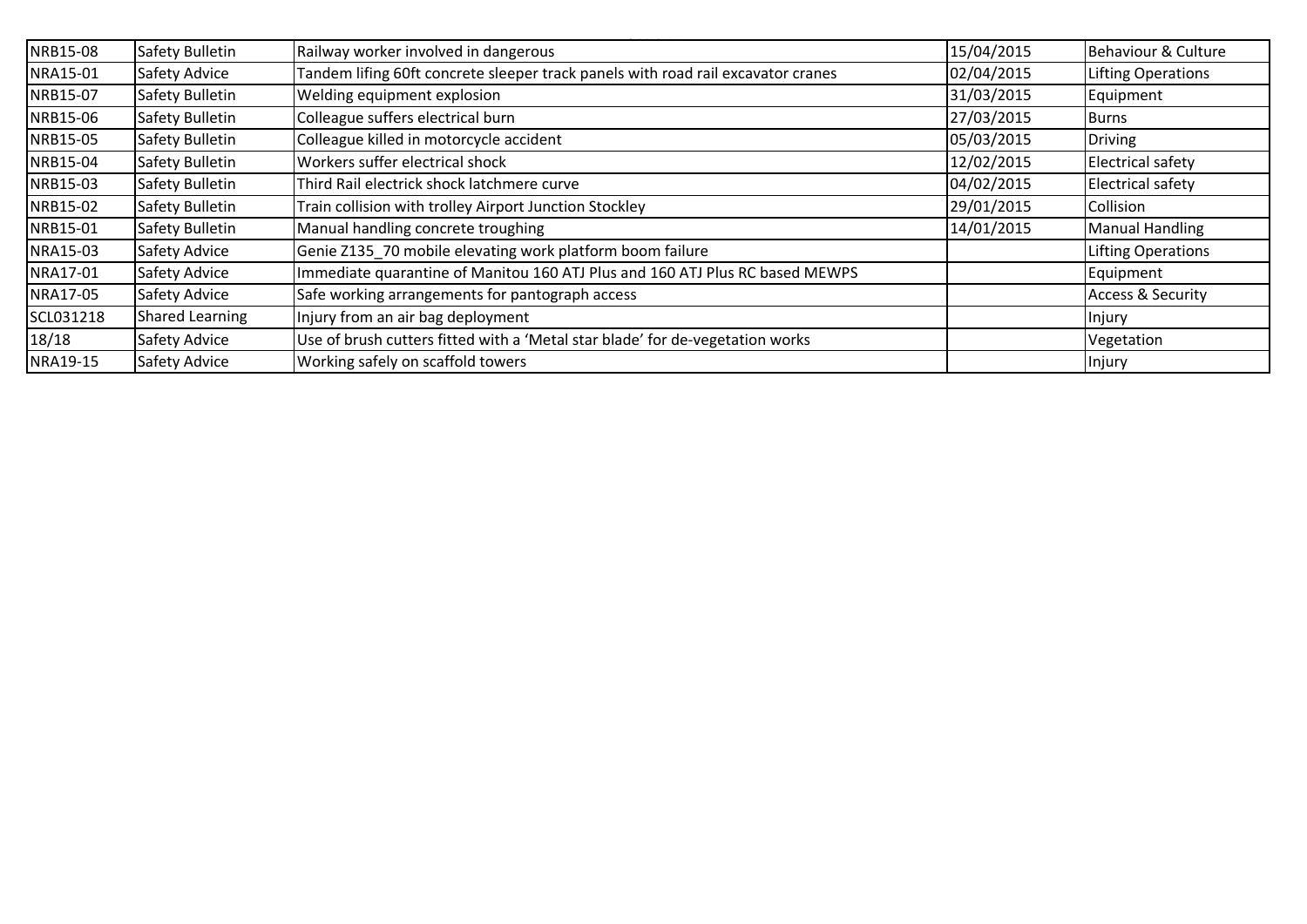| | | | | |
|---|---|---|---|---|
| NRB15-08 | Safety Bulletin | Railway worker involved in dangerous | 15/04/2015 | Behaviour & Culture |
| NRA15-01 | Safety Advice | Tandem lifing 60ft concrete sleeper track panels with road rail excavator cranes | 02/04/2015 | Lifting Operations |
| NRB15-07 | Safety Bulletin | Welding equipment explosion | 31/03/2015 | Equipment |
| NRB15-06 | Safety Bulletin | Colleague suffers electrical burn | 27/03/2015 | Burns |
| NRB15-05 | Safety Bulletin | Colleague killed in motorcycle accident | 05/03/2015 | Driving |
| NRB15-04 | Safety Bulletin | Workers suffer electrical shock | 12/02/2015 | Electrical safety |
| NRB15-03 | Safety Bulletin | Third Rail electrick shock latchmere curve | 04/02/2015 | Electrical safety |
| NRB15-02 | Safety Bulletin | Train collision with trolley Airport Junction Stockley | 29/01/2015 | Collision |
| NRB15-01 | Safety Bulletin | Manual handling concrete troughing | 14/01/2015 | Manual Handling |
| NRA15-03 | Safety Advice | Genie Z135_70 mobile elevating work platform boom failure | | Lifting Operations |
| NRA17-01 | Safety Advice | Immediate quarantine of Manitou 160 ATJ Plus and 160 ATJ Plus RC based MEWPS | | Equipment |
| NRA17-05 | Safety Advice | Safe working arrangements for pantograph access | | Access & Security |
| SCL031218 | Shared Learning | Injury from an air bag deployment | | Injury |
| 18/18 | Safety Advice | Use of brush cutters fitted with a 'Metal star blade' for de-vegetation works | | Vegetation |
| NRA19-15 | Safety Advice | Working safely on scaffold towers | | Injury |